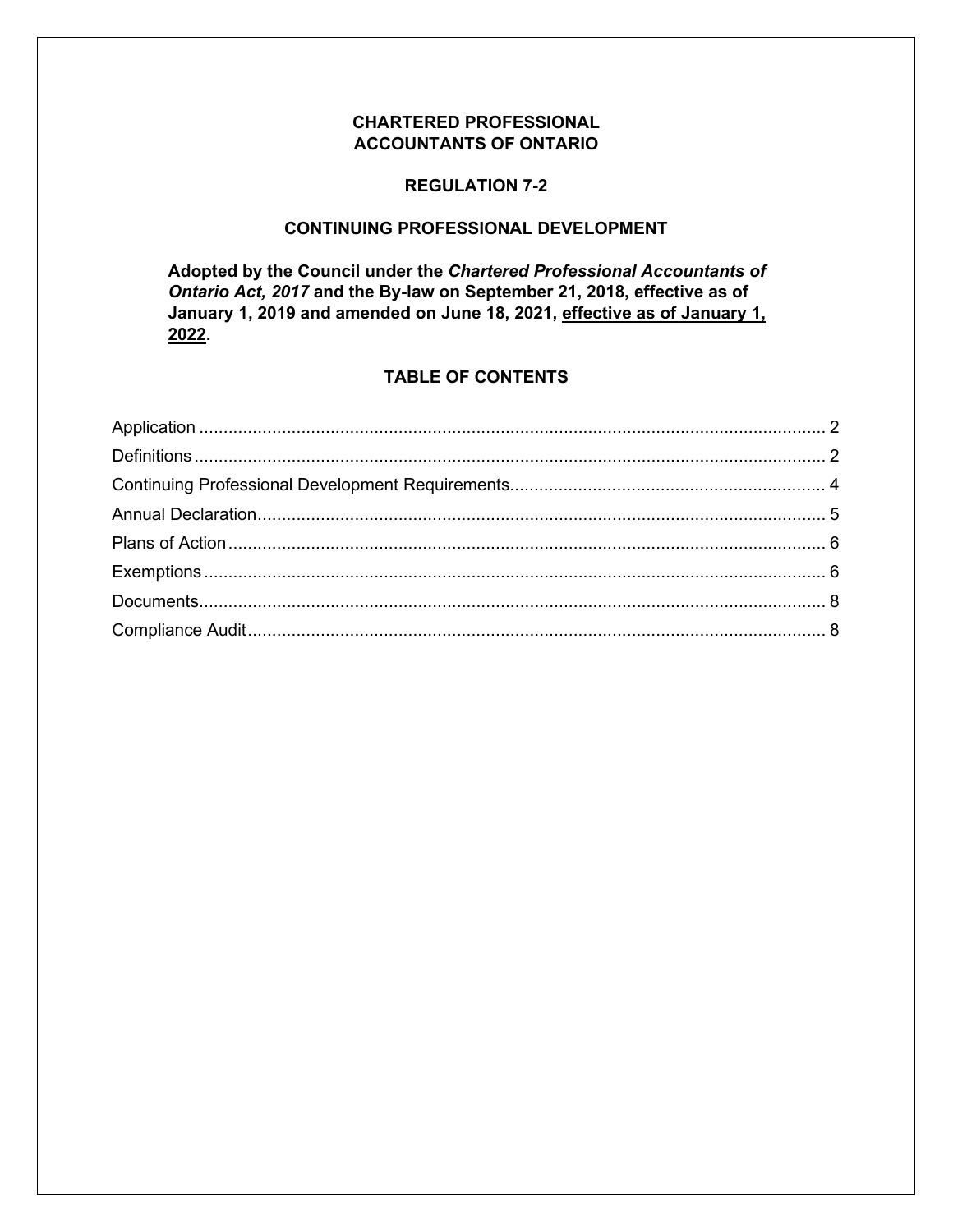# CHARTERED PROFESSIONAL ACCOUNTANTS OF ONTARIO

## REGULATION 7-2

## CONTINUING PROFESSIONAL DEVELOPMENT

**Adopted by the Council under the *Chartered Professional Accountants of Ontario Act, 2017* and the By-law on September 21, 2018, effective as of January 1, 2019 and amended on June 18, 2021, <u>effective as of January 1, 2022</u>.**

## TABLE OF CONTENTS

| Section | Page |
| --- | --- |
| Application | 2 |
| Definitions | 2 |
| Continuing Professional Development Requirements | 4 |
| Annual Declaration | 5 |
| Plans of Action | 6 |
| Exemptions | 6 |
| Documents | 8 |
| Compliance Audit | 8 |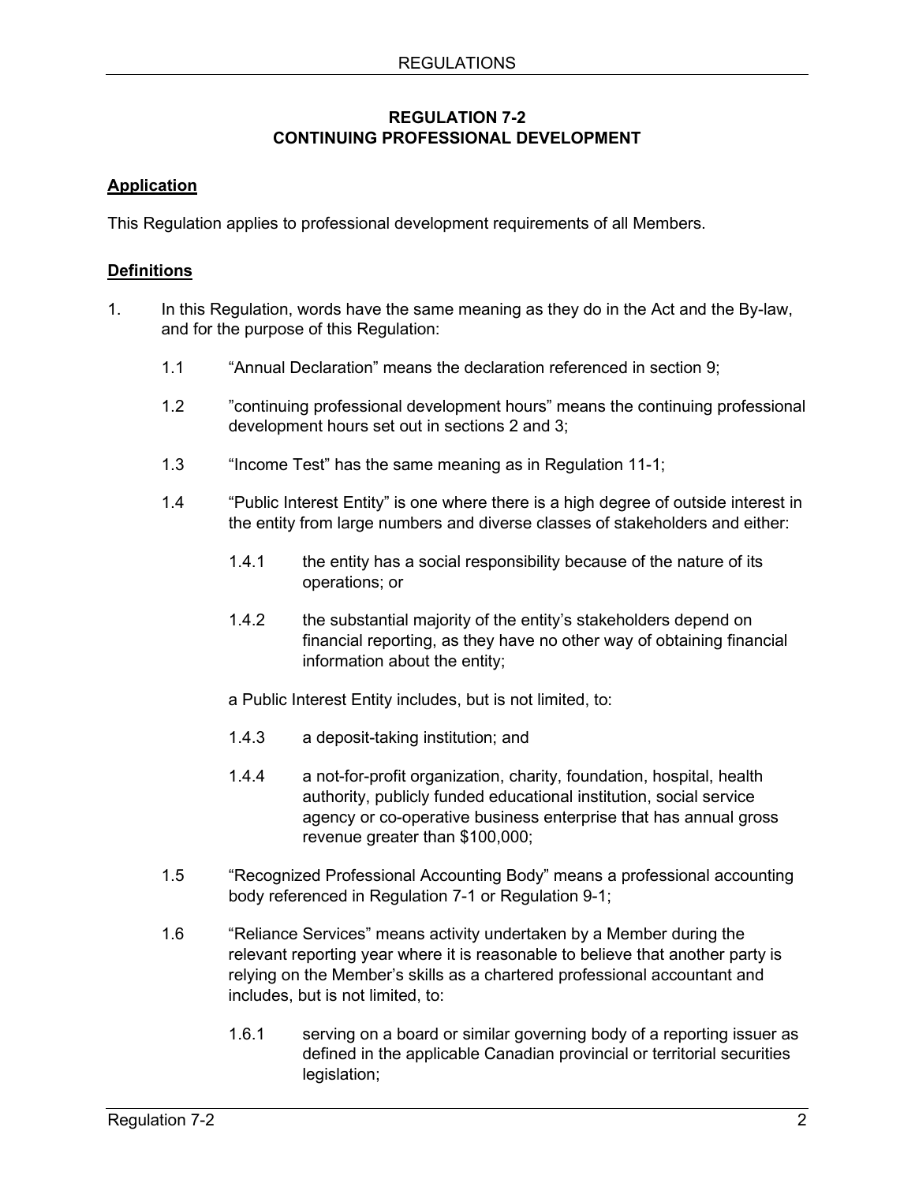## REGULATION 7-2
## CONTINUING PROFESSIONAL DEVELOPMENT

**<u>Application</u>**

This Regulation applies to professional development requirements of all Members.

**<u>Definitions</u>**

1. In this Regulation, words have the same meaning as they do in the Act and the By-law, and for the purpose of this Regulation:

    1.1 "Annual Declaration" means the declaration referenced in section 9;

    1.2 "continuing professional development hours" means the continuing professional development hours set out in sections 2 and 3;

    1.3 "Income Test" has the same meaning as in Regulation 11-1;

    1.4 "Public Interest Entity" is one where there is a high degree of outside interest in the entity from large numbers and diverse classes of stakeholders and either:

        1.4.1 the entity has a social responsibility because of the nature of its operations; or

        1.4.2 the substantial majority of the entity's stakeholders depend on financial reporting, as they have no other way of obtaining financial information about the entity;

    a Public Interest Entity includes, but is not limited, to:

        1.4.3 a deposit-taking institution; and

        1.4.4 a not-for-profit organization, charity, foundation, hospital, health authority, publicly funded educational institution, social service agency or co-operative business enterprise that has annual gross revenue greater than $100,000;

    1.5 "Recognized Professional Accounting Body" means a professional accounting body referenced in Regulation 7-1 or Regulation 9-1;

    1.6 "Reliance Services" means activity undertaken by a Member during the relevant reporting year where it is reasonable to believe that another party is relying on the Member's skills as a chartered professional accountant and includes, but is not limited, to:

        1.6.1 serving on a board or similar governing body of a reporting issuer as defined in the applicable Canadian provincial or territorial securities legislation;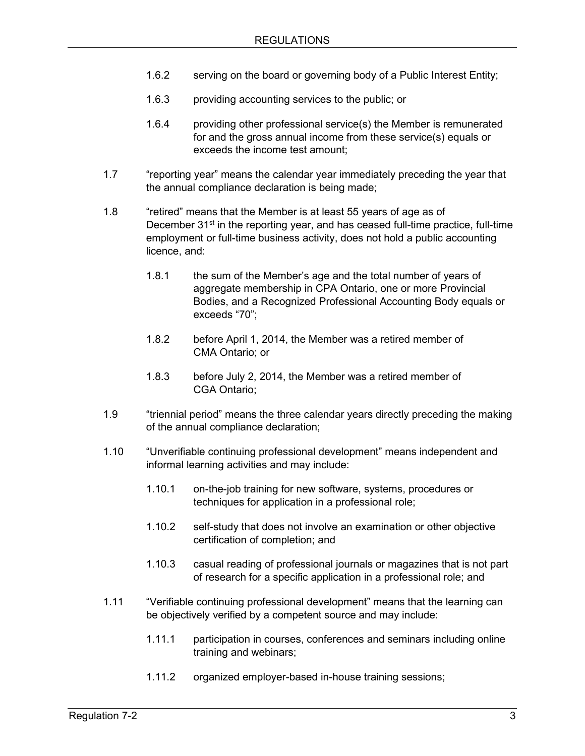1.6.2 serving on the board or governing body of a Public Interest Entity;

1.6.3 providing accounting services to the public; or

1.6.4 providing other professional service(s) the Member is remunerated for and the gross annual income from these service(s) equals or exceeds the income test amount;

1.7 "reporting year" means the calendar year immediately preceding the year that the annual compliance declaration is being made;

1.8 "retired" means that the Member is at least 55 years of age as of December 31st in the reporting year, and has ceased full-time practice, full-time employment or full-time business activity, does not hold a public accounting licence, and:

1.8.1 the sum of the Member's age and the total number of years of aggregate membership in CPA Ontario, one or more Provincial Bodies, and a Recognized Professional Accounting Body equals or exceeds "70";

1.8.2 before April 1, 2014, the Member was a retired member of CMA Ontario; or

1.8.3 before July 2, 2014, the Member was a retired member of CGA Ontario;

1.9 "triennial period" means the three calendar years directly preceding the making of the annual compliance declaration;

1.10 "Unverifiable continuing professional development" means independent and informal learning activities and may include:

1.10.1 on-the-job training for new software, systems, procedures or techniques for application in a professional role;

1.10.2 self-study that does not involve an examination or other objective certification of completion; and

1.10.3 casual reading of professional journals or magazines that is not part of research for a specific application in a professional role; and

1.11 "Verifiable continuing professional development" means that the learning can be objectively verified by a competent source and may include:

1.11.1 participation in courses, conferences and seminars including online training and webinars;

1.11.2 organized employer-based in-house training sessions;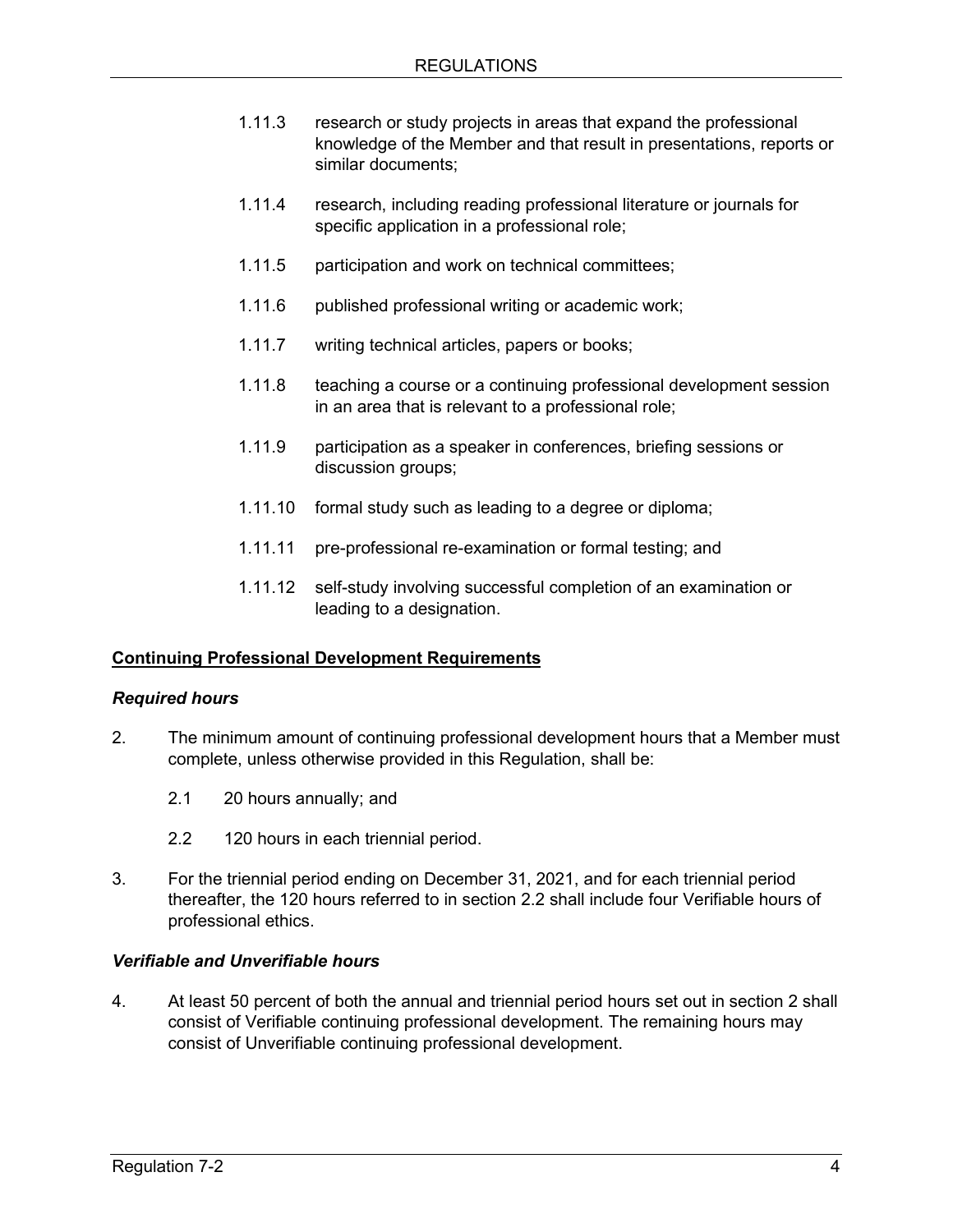1.11.3 research or study projects in areas that expand the professional knowledge of the Member and that result in presentations, reports or similar documents;

1.11.4 research, including reading professional literature or journals for specific application in a professional role;

1.11.5 participation and work on technical committees;

1.11.6 published professional writing or academic work;

1.11.7 writing technical articles, papers or books;

1.11.8 teaching a course or a continuing professional development session in an area that is relevant to a professional role;

1.11.9 participation as a speaker in conferences, briefing sessions or discussion groups;

1.11.10 formal study such as leading to a degree or diploma;

1.11.11 pre-professional re-examination or formal testing; and

1.11.12 self-study involving successful completion of an examination or leading to a designation.

## Continuing Professional Development Requirements

### *Required hours*

2. The minimum amount of continuing professional development hours that a Member must complete, unless otherwise provided in this Regulation, shall be:

   2.1 20 hours annually; and

   2.2 120 hours in each triennial period.

3. For the triennial period ending on December 31, 2021, and for each triennial period thereafter, the 120 hours referred to in section 2.2 shall include four Verifiable hours of professional ethics.

### *Verifiable and Unverifiable hours*

4. At least 50 percent of both the annual and triennial period hours set out in section 2 shall consist of Verifiable continuing professional development. The remaining hours may consist of Unverifiable continuing professional development.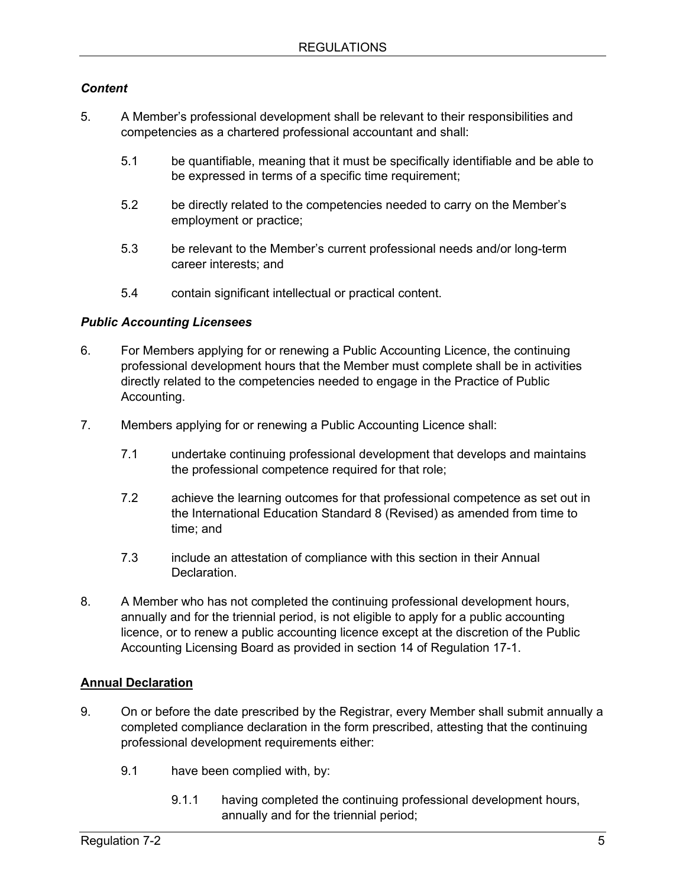### *Content*

5. A Member's professional development shall be relevant to their responsibilities and competencies as a chartered professional accountant and shall:

   5.1 be quantifiable, meaning that it must be specifically identifiable and be able to be expressed in terms of a specific time requirement;

   5.2 be directly related to the competencies needed to carry on the Member's employment or practice;

   5.3 be relevant to the Member's current professional needs and/or long-term career interests; and

   5.4 contain significant intellectual or practical content.

### *Public Accounting Licensees*

6. For Members applying for or renewing a Public Accounting Licence, the continuing professional development hours that the Member must complete shall be in activities directly related to the competencies needed to engage in the Practice of Public Accounting.

7. Members applying for or renewing a Public Accounting Licence shall:

   7.1 undertake continuing professional development that develops and maintains the professional competence required for that role;

   7.2 achieve the learning outcomes for that professional competence as set out in the International Education Standard 8 (Revised) as amended from time to time; and

   7.3 include an attestation of compliance with this section in their Annual Declaration.

8. A Member who has not completed the continuing professional development hours, annually and for the triennial period, is not eligible to apply for a public accounting licence, or to renew a public accounting licence except at the discretion of the Public Accounting Licensing Board as provided in section 14 of Regulation 17-1.

## **<u>Annual Declaration</u>**

9. On or before the date prescribed by the Registrar, every Member shall submit annually a completed compliance declaration in the form prescribed, attesting that the continuing professional development requirements either:

   9.1 have been complied with, by:

      9.1.1 having completed the continuing professional development hours, annually and for the triennial period;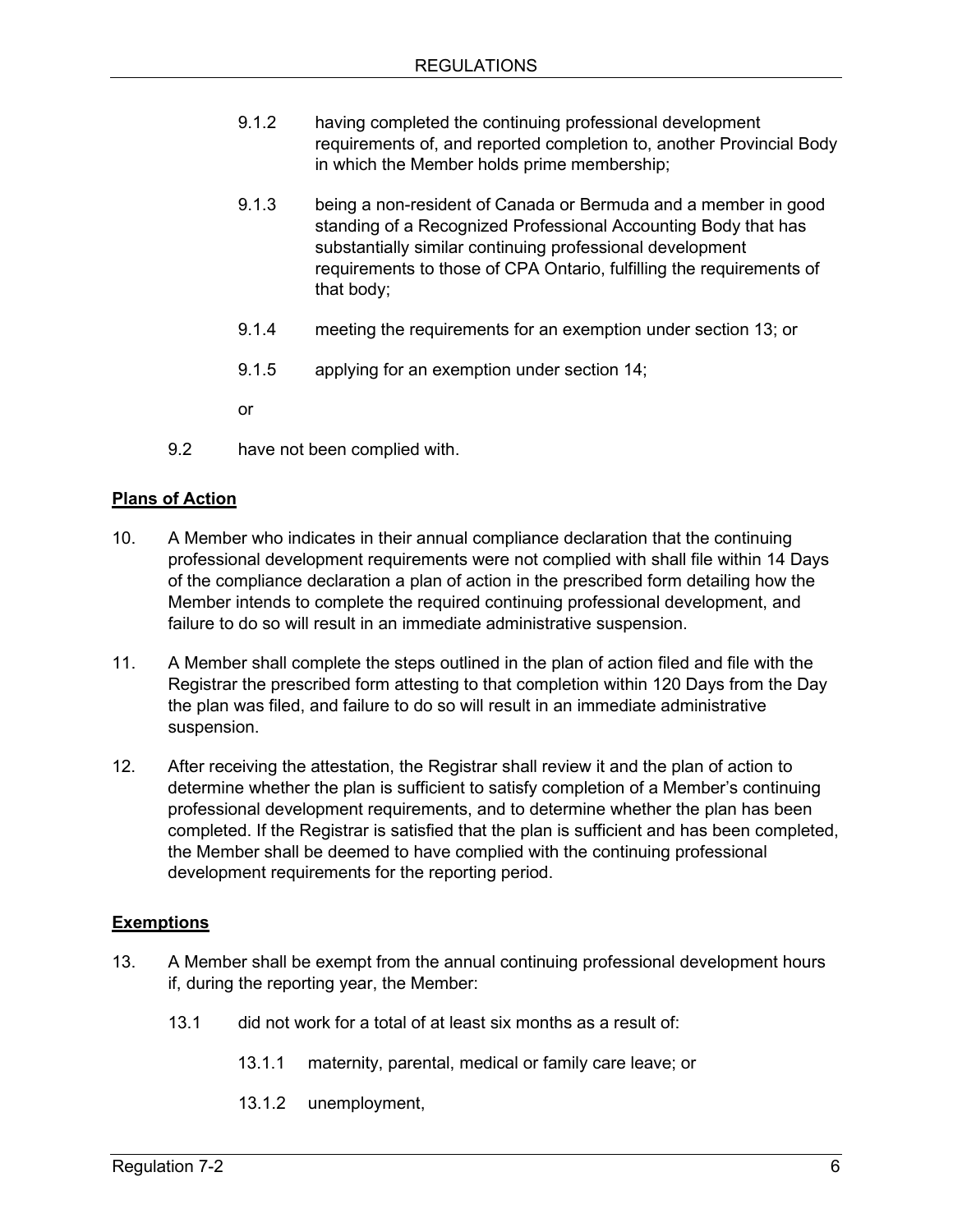9.1.2 having completed the continuing professional development requirements of, and reported completion to, another Provincial Body in which the Member holds prime membership;

9.1.3 being a non-resident of Canada or Bermuda and a member in good standing of a Recognized Professional Accounting Body that has substantially similar continuing professional development requirements to those of CPA Ontario, fulfilling the requirements of that body;

9.1.4 meeting the requirements for an exemption under section 13; or

9.1.5 applying for an exemption under section 14;

or

9.2 have not been complied with.

**Plans of Action**

10. A Member who indicates in their annual compliance declaration that the continuing professional development requirements were not complied with shall file within 14 Days of the compliance declaration a plan of action in the prescribed form detailing how the Member intends to complete the required continuing professional development, and failure to do so will result in an immediate administrative suspension.

11. A Member shall complete the steps outlined in the plan of action filed and file with the Registrar the prescribed form attesting to that completion within 120 Days from the Day the plan was filed, and failure to do so will result in an immediate administrative suspension.

12. After receiving the attestation, the Registrar shall review it and the plan of action to determine whether the plan is sufficient to satisfy completion of a Member's continuing professional development requirements, and to determine whether the plan has been completed. If the Registrar is satisfied that the plan is sufficient and has been completed, the Member shall be deemed to have complied with the continuing professional development requirements for the reporting period.

**Exemptions**

13. A Member shall be exempt from the annual continuing professional development hours if, during the reporting year, the Member:

13.1 did not work for a total of at least six months as a result of:

13.1.1 maternity, parental, medical or family care leave; or

13.1.2 unemployment,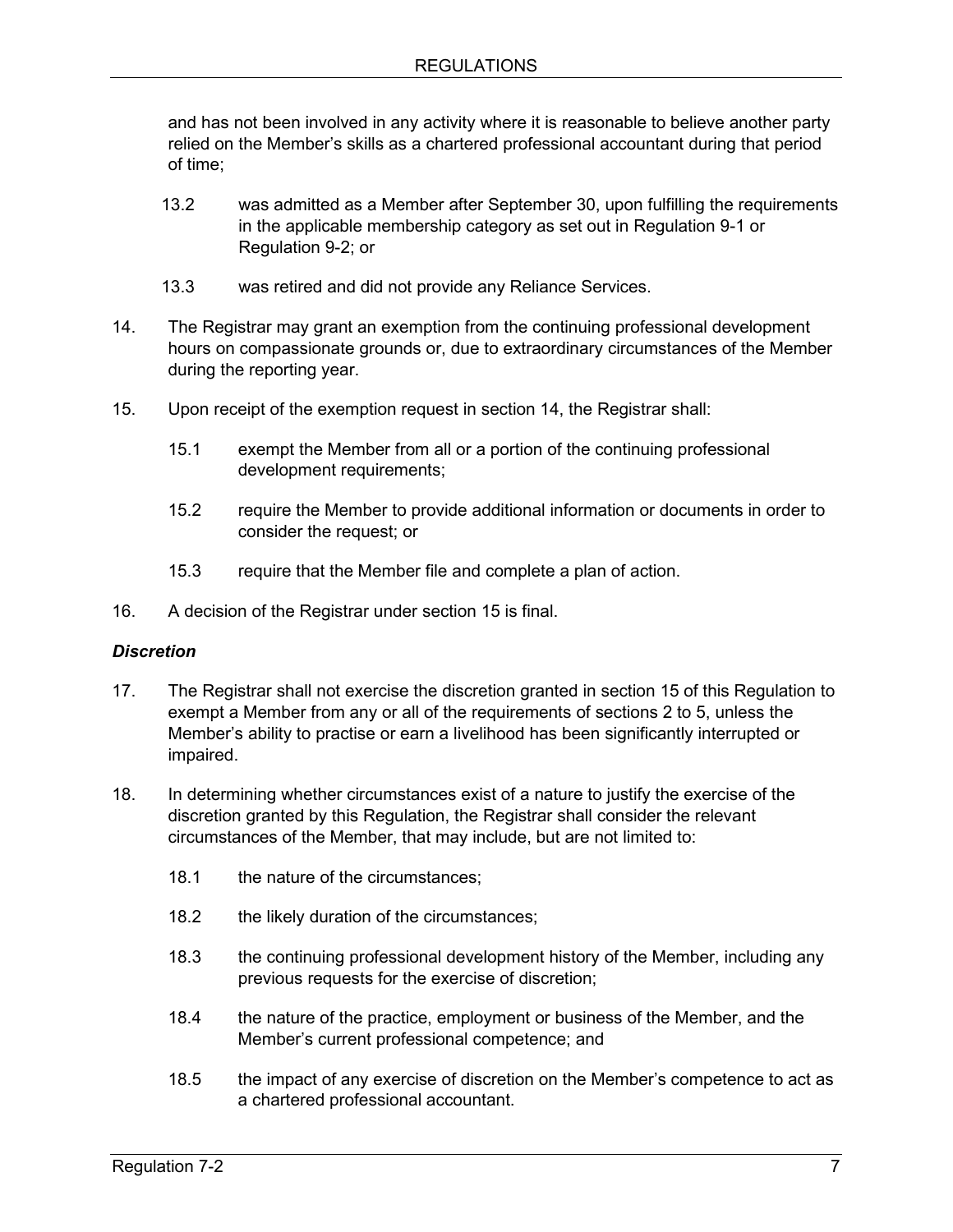and has not been involved in any activity where it is reasonable to believe another party relied on the Member's skills as a chartered professional accountant during that period of time;

13.2 was admitted as a Member after September 30, upon fulfilling the requirements in the applicable membership category as set out in Regulation 9-1 or Regulation 9-2; or

13.3 was retired and did not provide any Reliance Services.

14. The Registrar may grant an exemption from the continuing professional development hours on compassionate grounds or, due to extraordinary circumstances of the Member during the reporting year.

15. Upon receipt of the exemption request in section 14, the Registrar shall:

15.1 exempt the Member from all or a portion of the continuing professional development requirements;

15.2 require the Member to provide additional information or documents in order to consider the request; or

15.3 require that the Member file and complete a plan of action.

16. A decision of the Registrar under section 15 is final.

### *Discretion*

17. The Registrar shall not exercise the discretion granted in section 15 of this Regulation to exempt a Member from any or all of the requirements of sections 2 to 5, unless the Member's ability to practise or earn a livelihood has been significantly interrupted or impaired.

18. In determining whether circumstances exist of a nature to justify the exercise of the discretion granted by this Regulation, the Registrar shall consider the relevant circumstances of the Member, that may include, but are not limited to:

18.1 the nature of the circumstances;

18.2 the likely duration of the circumstances;

18.3 the continuing professional development history of the Member, including any previous requests for the exercise of discretion;

18.4 the nature of the practice, employment or business of the Member, and the Member's current professional competence; and

18.5 the impact of any exercise of discretion on the Member's competence to act as a chartered professional accountant.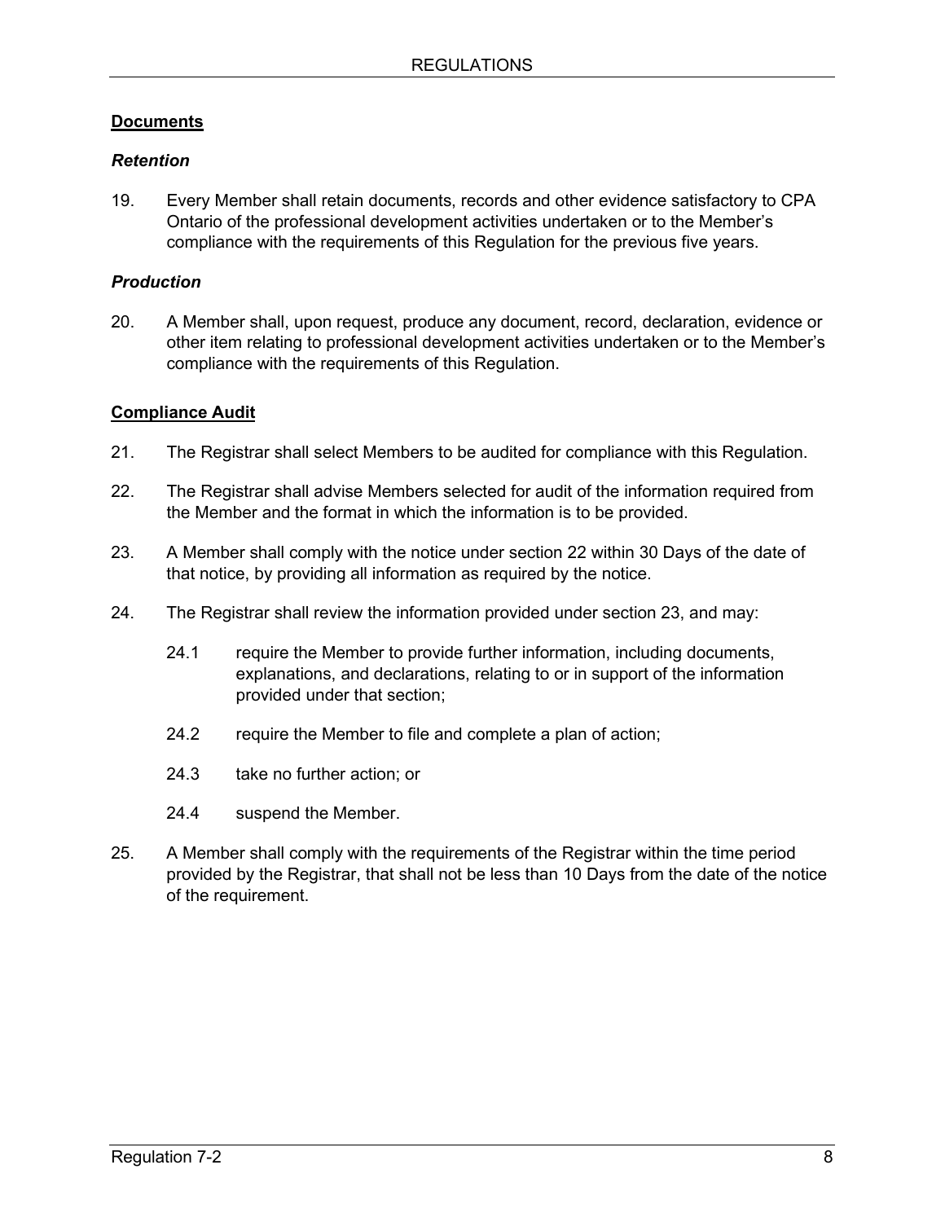**Documents**

***Retention***

19. Every Member shall retain documents, records and other evidence satisfactory to CPA Ontario of the professional development activities undertaken or to the Member's compliance with the requirements of this Regulation for the previous five years.

***Production***

20. A Member shall, upon request, produce any document, record, declaration, evidence or other item relating to professional development activities undertaken or to the Member's compliance with the requirements of this Regulation.

**Compliance Audit**

21. The Registrar shall select Members to be audited for compliance with this Regulation.

22. The Registrar shall advise Members selected for audit of the information required from the Member and the format in which the information is to be provided.

23. A Member shall comply with the notice under section 22 within 30 Days of the date of that notice, by providing all information as required by the notice.

24. The Registrar shall review the information provided under section 23, and may:

    24.1 require the Member to provide further information, including documents, explanations, and declarations, relating to or in support of the information provided under that section;

    24.2 require the Member to file and complete a plan of action;

    24.3 take no further action; or

    24.4 suspend the Member.

25. A Member shall comply with the requirements of the Registrar within the time period provided by the Registrar, that shall not be less than 10 Days from the date of the notice of the requirement.